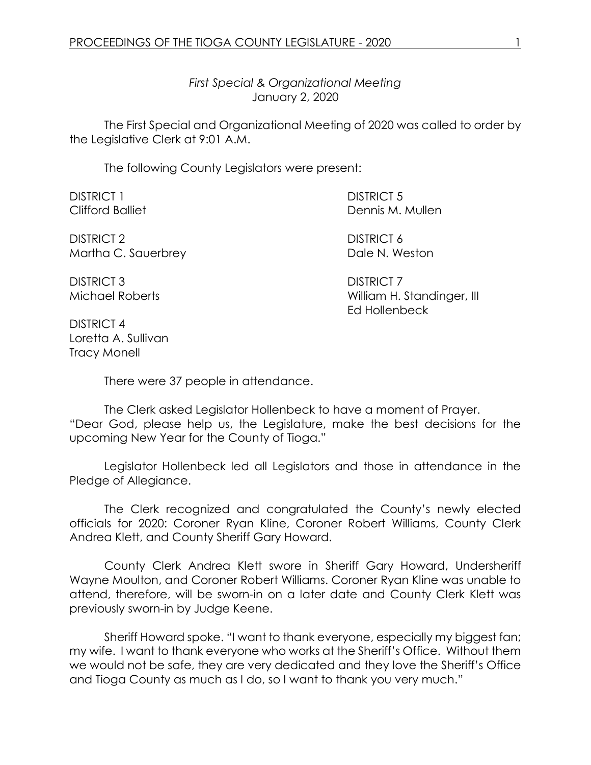*First Special & Organizational Meeting*
January 2, 2020

The First Special and Organizational Meeting of 2020 was called to order by the Legislative Clerk at 9:01 A.M.

The following County Legislators were present:

DISTRICT 1
Clifford Balliet

DISTRICT 2
Martha C. Sauerbrey

DISTRICT 3
Michael Roberts

DISTRICT 4
Loretta A. Sullivan
Tracy Monell

DISTRICT 5
Dennis M. Mullen

DISTRICT 6
Dale N. Weston

DISTRICT 7
William H. Standinger, III
Ed Hollenbeck

There were 37 people in attendance.

The Clerk asked Legislator Hollenbeck to have a moment of Prayer. "Dear God, please help us, the Legislature, make the best decisions for the upcoming New Year for the County of Tioga."

Legislator Hollenbeck led all Legislators and those in attendance in the Pledge of Allegiance.

The Clerk recognized and congratulated the County's newly elected officials for 2020: Coroner Ryan Kline, Coroner Robert Williams, County Clerk Andrea Klett, and County Sheriff Gary Howard.

County Clerk Andrea Klett swore in Sheriff Gary Howard, Undersheriff Wayne Moulton, and Coroner Robert Williams. Coroner Ryan Kline was unable to attend, therefore, will be sworn-in on a later date and County Clerk Klett was previously sworn-in by Judge Keene.

Sheriff Howard spoke. "I want to thank everyone, especially my biggest fan; my wife. I want to thank everyone who works at the Sheriff's Office. Without them we would not be safe, they are very dedicated and they love the Sheriff's Office and Tioga County as much as I do, so I want to thank you very much."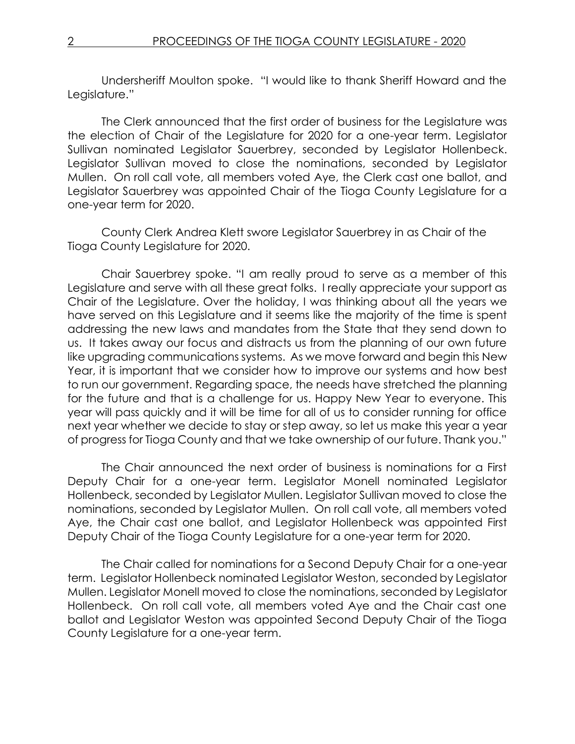Undersheriff Moulton spoke. "I would like to thank Sheriff Howard and the Legislature."

The Clerk announced that the first order of business for the Legislature was the election of Chair of the Legislature for 2020 for a one-year term. Legislator Sullivan nominated Legislator Sauerbrey, seconded by Legislator Hollenbeck. Legislator Sullivan moved to close the nominations, seconded by Legislator Mullen. On roll call vote, all members voted Aye, the Clerk cast one ballot, and Legislator Sauerbrey was appointed Chair of the Tioga County Legislature for a one-year term for 2020.

County Clerk Andrea Klett swore Legislator Sauerbrey in as Chair of the Tioga County Legislature for 2020.

Chair Sauerbrey spoke. "I am really proud to serve as a member of this Legislature and serve with all these great folks. I really appreciate your support as Chair of the Legislature. Over the holiday, I was thinking about all the years we have served on this Legislature and it seems like the majority of the time is spent addressing the new laws and mandates from the State that they send down to us. It takes away our focus and distracts us from the planning of our own future like upgrading communications systems. As we move forward and begin this New Year, it is important that we consider how to improve our systems and how best to run our government. Regarding space, the needs have stretched the planning for the future and that is a challenge for us. Happy New Year to everyone. This year will pass quickly and it will be time for all of us to consider running for office next year whether we decide to stay or step away, so let us make this year a year of progress for Tioga County and that we take ownership of our future. Thank you."

The Chair announced the next order of business is nominations for a First Deputy Chair for a one-year term. Legislator Monell nominated Legislator Hollenbeck, seconded by Legislator Mullen. Legislator Sullivan moved to close the nominations, seconded by Legislator Mullen. On roll call vote, all members voted Aye, the Chair cast one ballot, and Legislator Hollenbeck was appointed First Deputy Chair of the Tioga County Legislature for a one-year term for 2020.

The Chair called for nominations for a Second Deputy Chair for a one-year term. Legislator Hollenbeck nominated Legislator Weston, seconded by Legislator Mullen. Legislator Monell moved to close the nominations, seconded by Legislator Hollenbeck. On roll call vote, all members voted Aye and the Chair cast one ballot and Legislator Weston was appointed Second Deputy Chair of the Tioga County Legislature for a one-year term.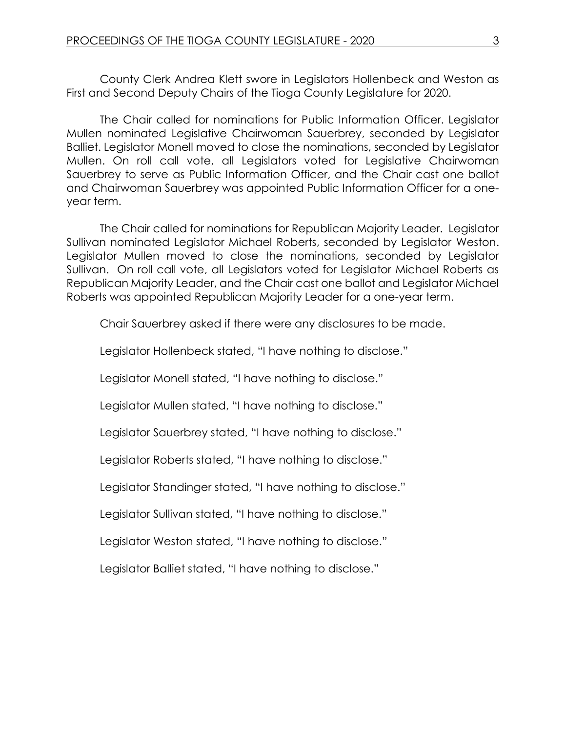County Clerk Andrea Klett swore in Legislators Hollenbeck and Weston as First and Second Deputy Chairs of the Tioga County Legislature for 2020.

The Chair called for nominations for Public Information Officer. Legislator Mullen nominated Legislative Chairwoman Sauerbrey, seconded by Legislator Balliet. Legislator Monell moved to close the nominations, seconded by Legislator Mullen. On roll call vote, all Legislators voted for Legislative Chairwoman Sauerbrey to serve as Public Information Officer, and the Chair cast one ballot and Chairwoman Sauerbrey was appointed Public Information Officer for a one-year term.

The Chair called for nominations for Republican Majority Leader. Legislator Sullivan nominated Legislator Michael Roberts, seconded by Legislator Weston. Legislator Mullen moved to close the nominations, seconded by Legislator Sullivan. On roll call vote, all Legislators voted for Legislator Michael Roberts as Republican Majority Leader, and the Chair cast one ballot and Legislator Michael Roberts was appointed Republican Majority Leader for a one-year term.

Chair Sauerbrey asked if there were any disclosures to be made.

Legislator Hollenbeck stated, "I have nothing to disclose."

Legislator Monell stated, "I have nothing to disclose."

Legislator Mullen stated, "I have nothing to disclose."

Legislator Sauerbrey stated, "I have nothing to disclose."

Legislator Roberts stated, "I have nothing to disclose."

Legislator Standinger stated, "I have nothing to disclose."

Legislator Sullivan stated, "I have nothing to disclose."

Legislator Weston stated, "I have nothing to disclose."

Legislator Balliet stated, "I have nothing to disclose."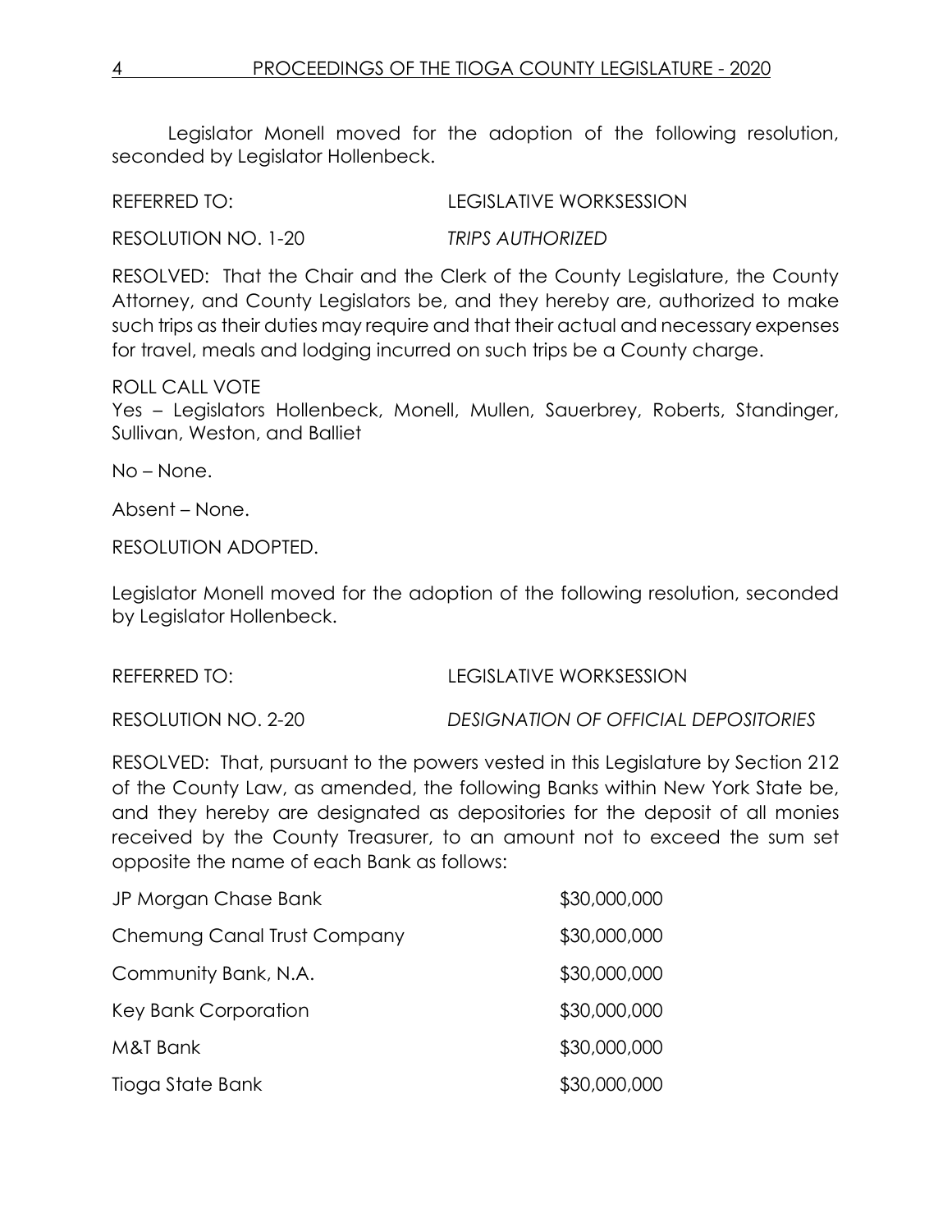Legislator Monell moved for the adoption of the following resolution, seconded by Legislator Hollenbeck.

REFERRED TO: LEGISLATIVE WORKSESSION

RESOLUTION NO. 1-20 *TRIPS AUTHORIZED*

RESOLVED: That the Chair and the Clerk of the County Legislature, the County Attorney, and County Legislators be, and they hereby are, authorized to make such trips as their duties may require and that their actual and necessary expenses for travel, meals and lodging incurred on such trips be a County charge.

ROLL CALL VOTE
Yes – Legislators Hollenbeck, Monell, Mullen, Sauerbrey, Roberts, Standinger, Sullivan, Weston, and Balliet

No – None.

Absent – None.

RESOLUTION ADOPTED.

Legislator Monell moved for the adoption of the following resolution, seconded by Legislator Hollenbeck.

REFERRED TO: LEGISLATIVE WORKSESSION

RESOLUTION NO. 2-20 *DESIGNATION OF OFFICIAL DEPOSITORIES*

RESOLVED: That, pursuant to the powers vested in this Legislature by Section 212 of the County Law, as amended, the following Banks within New York State be, and they hereby are designated as depositories for the deposit of all monies received by the County Treasurer, to an amount not to exceed the sum set opposite the name of each Bank as follows:

| | |
|---|---|
| JP Morgan Chase Bank | \$30,000,000 |
| Chemung Canal Trust Company | \$30,000,000 |
| Community Bank, N.A. | \$30,000,000 |
| Key Bank Corporation | \$30,000,000 |
| M&T Bank | \$30,000,000 |
| Tioga State Bank | \$30,000,000 |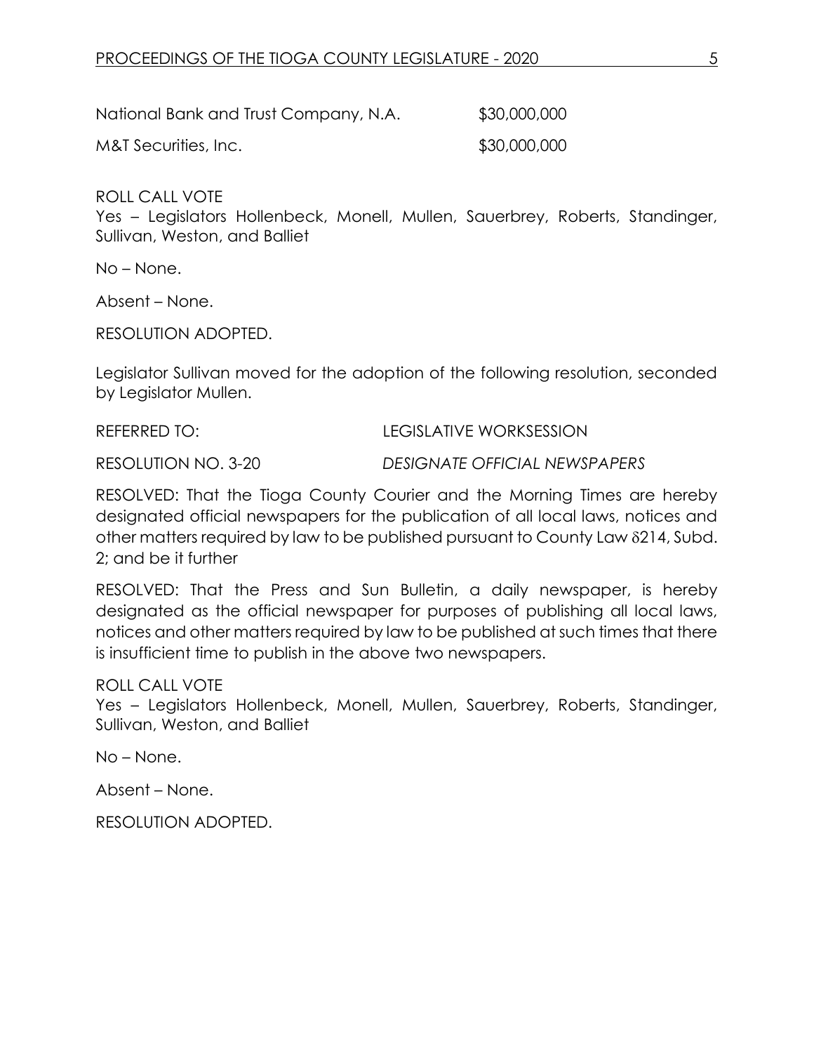| | |
|---|---|
| National Bank and Trust Company, N.A. | $30,000,000 |
| M&T Securities, Inc. | $30,000,000 |

ROLL CALL VOTE
Yes – Legislators Hollenbeck, Monell, Mullen, Sauerbrey, Roberts, Standinger, Sullivan, Weston, and Balliet

No – None.

Absent – None.

RESOLUTION ADOPTED.

Legislator Sullivan moved for the adoption of the following resolution, seconded by Legislator Mullen.

REFERRED TO: LEGISLATIVE WORKSESSION

RESOLUTION NO. 3-20 *DESIGNATE OFFICIAL NEWSPAPERS*

RESOLVED: That the Tioga County Courier and the Morning Times are hereby designated official newspapers for the publication of all local laws, notices and other matters required by law to be published pursuant to County Law §214, Subd. 2; and be it further

RESOLVED: That the Press and Sun Bulletin, a daily newspaper, is hereby designated as the official newspaper for purposes of publishing all local laws, notices and other matters required by law to be published at such times that there is insufficient time to publish in the above two newspapers.

ROLL CALL VOTE
Yes – Legislators Hollenbeck, Monell, Mullen, Sauerbrey, Roberts, Standinger, Sullivan, Weston, and Balliet

No – None.

Absent – None.

RESOLUTION ADOPTED.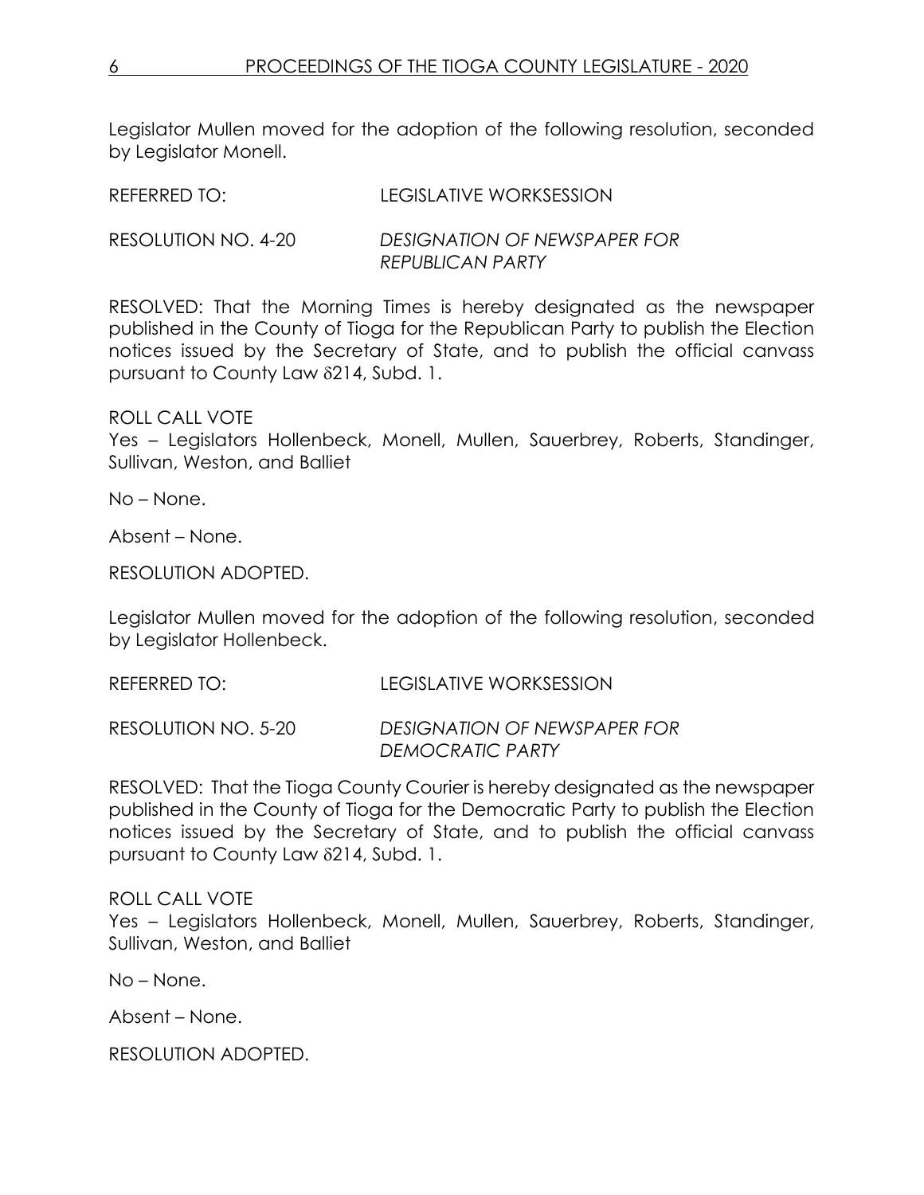Legislator Mullen moved for the adoption of the following resolution, seconded by Legislator Monell.

REFERRED TO: LEGISLATIVE WORKSESSION

RESOLUTION NO. 4-20 *DESIGNATION OF NEWSPAPER FOR REPUBLICAN PARTY*

RESOLVED: That the Morning Times is hereby designated as the newspaper published in the County of Tioga for the Republican Party to publish the Election notices issued by the Secretary of State, and to publish the official canvass pursuant to County Law δ214, Subd. 1.

ROLL CALL VOTE
Yes – Legislators Hollenbeck, Monell, Mullen, Sauerbrey, Roberts, Standinger, Sullivan, Weston, and Balliet

No – None.

Absent – None.

RESOLUTION ADOPTED.

Legislator Mullen moved for the adoption of the following resolution, seconded by Legislator Hollenbeck.

REFERRED TO: LEGISLATIVE WORKSESSION

RESOLUTION NO. 5-20 *DESIGNATION OF NEWSPAPER FOR DEMOCRATIC PARTY*

RESOLVED: That the Tioga County Courier is hereby designated as the newspaper published in the County of Tioga for the Democratic Party to publish the Election notices issued by the Secretary of State, and to publish the official canvass pursuant to County Law δ214, Subd. 1.

ROLL CALL VOTE
Yes – Legislators Hollenbeck, Monell, Mullen, Sauerbrey, Roberts, Standinger, Sullivan, Weston, and Balliet

No – None.

Absent – None.

RESOLUTION ADOPTED.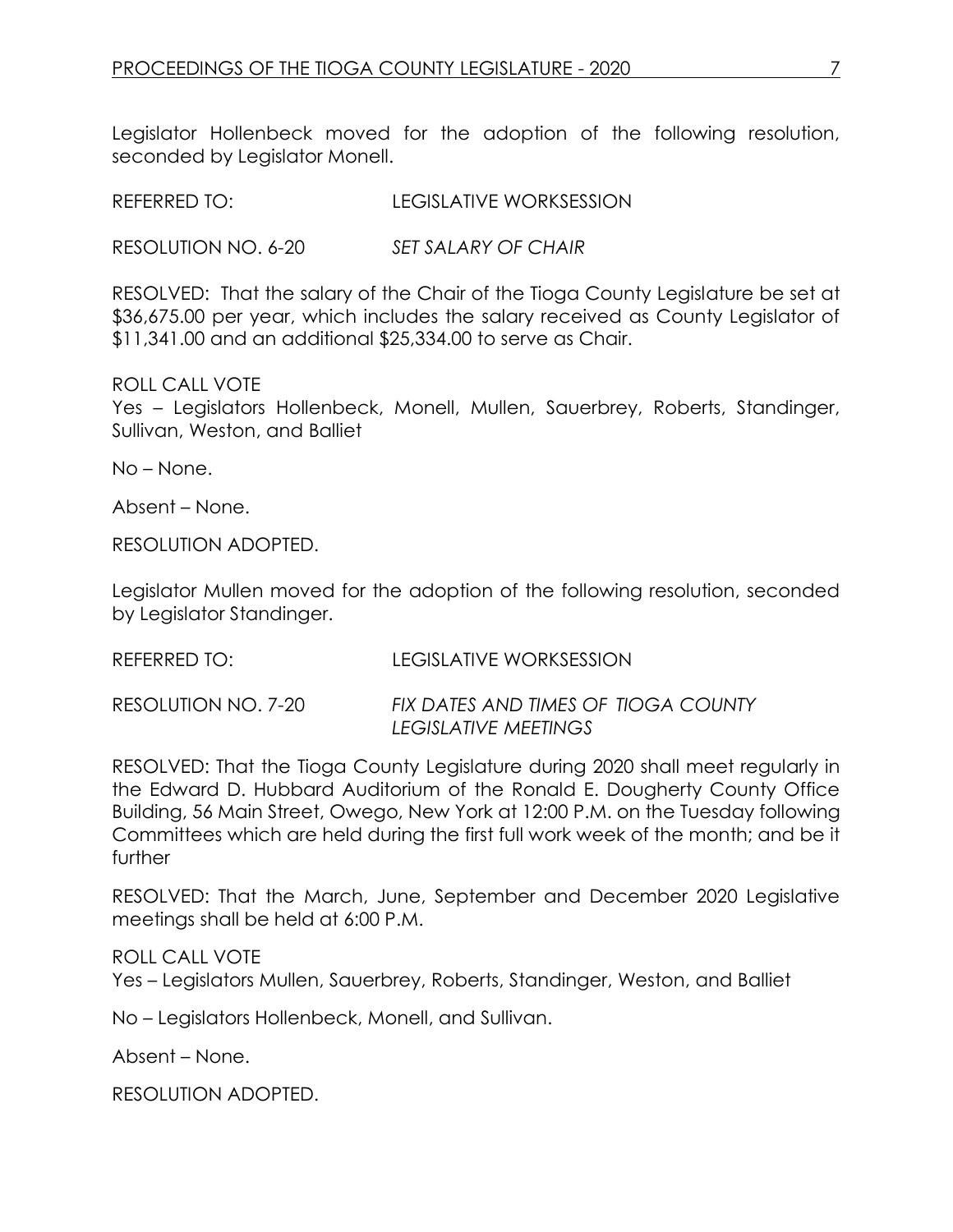Legislator Hollenbeck moved for the adoption of the following resolution, seconded by Legislator Monell.

REFERRED TO: LEGISLATIVE WORKSESSION

RESOLUTION NO. 6-20 *SET SALARY OF CHAIR*

RESOLVED: That the salary of the Chair of the Tioga County Legislature be set at $36,675.00 per year, which includes the salary received as County Legislator of $11,341.00 and an additional $25,334.00 to serve as Chair.

ROLL CALL VOTE
Yes – Legislators Hollenbeck, Monell, Mullen, Sauerbrey, Roberts, Standinger, Sullivan, Weston, and Balliet

No – None.

Absent – None.

RESOLUTION ADOPTED.

Legislator Mullen moved for the adoption of the following resolution, seconded by Legislator Standinger.

REFERRED TO: LEGISLATIVE WORKSESSION

RESOLUTION NO. 7-20 *FIX DATES AND TIMES OF TIOGA COUNTY LEGISLATIVE MEETINGS*

RESOLVED: That the Tioga County Legislature during 2020 shall meet regularly in the Edward D. Hubbard Auditorium of the Ronald E. Dougherty County Office Building, 56 Main Street, Owego, New York at 12:00 P.M. on the Tuesday following Committees which are held during the first full work week of the month; and be it further

RESOLVED: That the March, June, September and December 2020 Legislative meetings shall be held at 6:00 P.M.

ROLL CALL VOTE
Yes – Legislators Mullen, Sauerbrey, Roberts, Standinger, Weston, and Balliet

No – Legislators Hollenbeck, Monell, and Sullivan.

Absent – None.

RESOLUTION ADOPTED.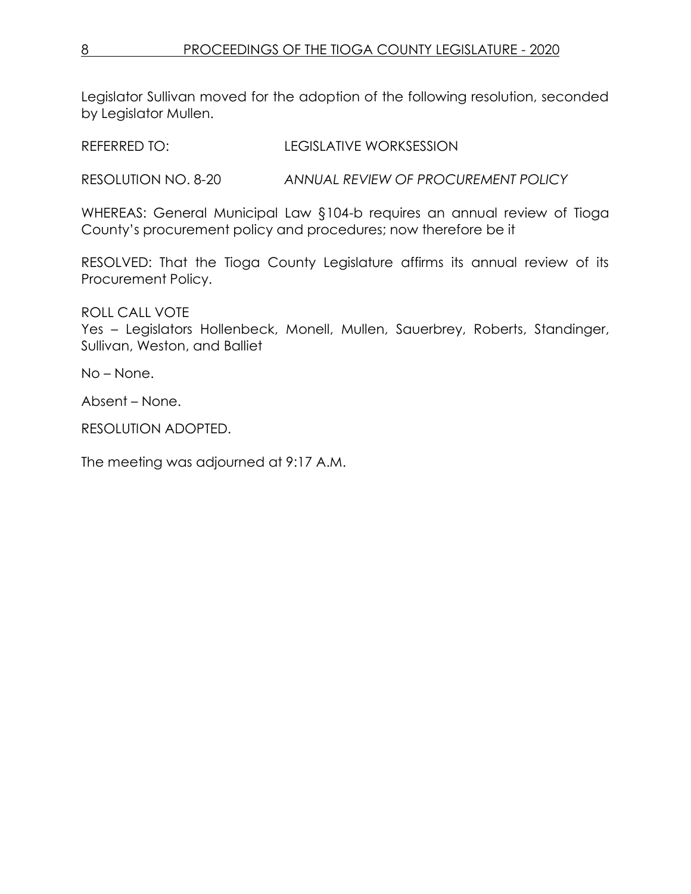Legislator Sullivan moved for the adoption of the following resolution, seconded by Legislator Mullen.

REFERRED TO: LEGISLATIVE WORKSESSION

RESOLUTION NO. 8-20 *ANNUAL REVIEW OF PROCUREMENT POLICY*

WHEREAS: General Municipal Law §104-b requires an annual review of Tioga County's procurement policy and procedures; now therefore be it

RESOLVED: That the Tioga County Legislature affirms its annual review of its Procurement Policy.

ROLL CALL VOTE
Yes – Legislators Hollenbeck, Monell, Mullen, Sauerbrey, Roberts, Standinger, Sullivan, Weston, and Balliet

No – None.

Absent – None.

RESOLUTION ADOPTED.

The meeting was adjourned at 9:17 A.M.